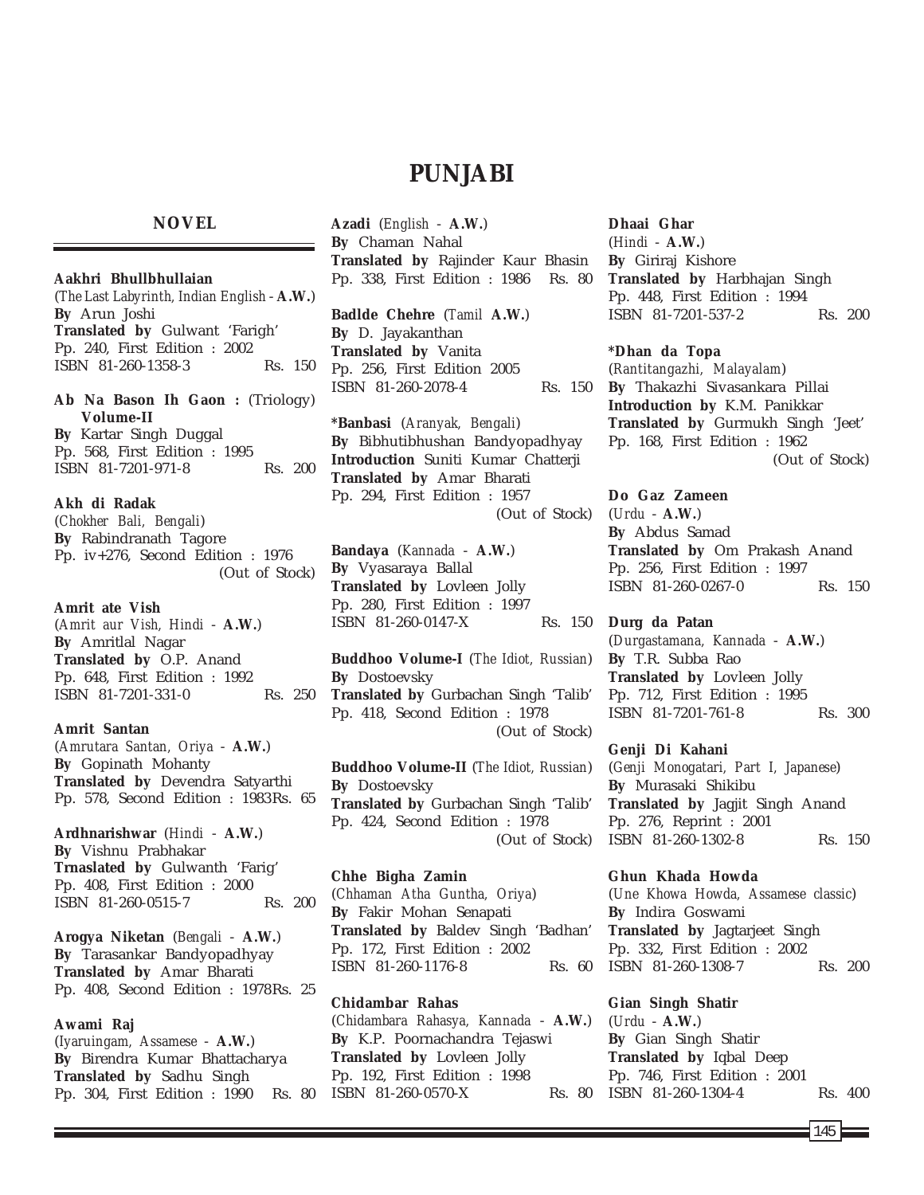# PUNJABI

## NOVEL

**Aakhri Bhullbhullaian**
(*The Last Labyrinth, Indian English* - **A.W.**)
**By** Arun Joshi
**Translated by** Gulwant 'Farigh'
Pp. 240, First Edition : 2002
ISBN 81-260-1358-3 Rs. 150

**Ab Na Bason Ih Gaon :** (Triology) **Volume-II**
**By** Kartar Singh Duggal
Pp. 568, First Edition : 1995
ISBN 81-7201-971-8 Rs. 200

**Akh di Radak**
(*Chokher Bali, Bengali*)
**By** Rabindranath Tagore
Pp. iv+276, Second Edition : 1976
(Out of Stock)

**Amrit ate Vish**
(*Amrit aur Vish, Hindi* - **A.W.**)
**By** Amritlal Nagar
**Translated by** O.P. Anand
Pp. 648, First Edition : 1992
ISBN 81-7201-331-0 Rs. 250

**Amrit Santan**
(*Amrutara Santan, Oriya* - **A.W.**)
**By** Gopinath Mohanty
**Translated by** Devendra Satyarthi
Pp. 578, Second Edition : 1983 Rs. 65

**Ardhnarishwar** (*Hindi* - **A.W.**)
**By** Vishnu Prabhakar
**Trnaslated by** Gulwanth 'Farig'
Pp. 408, First Edition : 2000
ISBN 81-260-0515-7 Rs. 200

**Arogya Niketan** (*Bengali* - **A.W.**)
**By** Tarasankar Bandyopadhyay
**Translated by** Amar Bharati
Pp. 408, Second Edition : 1978 Rs. 25

**Awami Raj**
(*Iyaruingam, Assamese* - **A.W.**)
**By** Birendra Kumar Bhattacharya
**Translated by** Sadhu Singh
Pp. 304, First Edition : 1990 Rs. 80

**Azadi** (*English* - **A.W.**)
**By** Chaman Nahal
**Translated by** Rajinder Kaur Bhasin
Pp. 338, First Edition : 1986 Rs. 80

**Badlde Chehre** (*Tamil* **A.W.**)
**By** D. Jayakanthan
**Translated by** Vanita
Pp. 256, First Edition 2005
ISBN 81-260-2078-4 Rs. 150

***Banbasi** (*Aranyak, Bengali*)
**By** Bibhutibhushan Bandyopadhyay
**Introduction** Suniti Kumar Chatterji
**Translated by** Amar Bharati
Pp. 294, First Edition : 1957
(Out of Stock)

**Bandaya** (*Kannada* - **A.W.**)
**By** Vyasaraya Ballal
**Translated by** Lovleen Jolly
Pp. 280, First Edition : 1997
ISBN 81-260-0147-X Rs. 150

**Buddhoo Volume-I** (*The Idiot, Russian*)
**By** Dostoevsky
**Translated by** Gurbachan Singh 'Talib'
Pp. 418, Second Edition : 1978
(Out of Stock)

**Buddhoo Volume-II** (*The Idiot, Russian*)
**By** Dostoevsky
**Translated by** Gurbachan Singh 'Talib'
Pp. 424, Second Edition : 1978
(Out of Stock)

**Chhe Bigha Zamin**
(*Chhaman Atha Guntha, Oriya*)
**By** Fakir Mohan Senapati
**Translated by** Baldev Singh 'Badhan'
Pp. 172, First Edition : 2002
ISBN 81-260-1176-8 Rs. 60

**Chidambar Rahas**
(*Chidambara Rahasya, Kannada* - **A.W.**)
**By** K.P. Poornachandra Tejaswi
**Translated by** Lovleen Jolly
Pp. 192, First Edition : 1998
ISBN 81-260-0570-X Rs. 80

**Dhaai Ghar**
(*Hindi* - **A.W.**)
**By** Giriraj Kishore
**Translated by** Harbhajan Singh
Pp. 448, First Edition : 1994
ISBN 81-7201-537-2 Rs. 200

***Dhan da Topa**
(*Rantitangazhi, Malayalam*)
**By** Thakazhi Sivasankara Pillai
**Introduction by** K.M. Panikkar
**Translated by** Gurmukh Singh 'Jeet'
Pp. 168, First Edition : 1962
(Out of Stock)

**Do Gaz Zameen**
(*Urdu* - **A.W.**)
**By** Abdus Samad
**Translated by** Om Prakash Anand
Pp. 256, First Edition : 1997
ISBN 81-260-0267-0 Rs. 150

**Durg da Patan**
(*Durgastamana, Kannada* - **A.W.**)
**By** T.R. Subba Rao
**Translated by** Lovleen Jolly
Pp. 712, First Edition : 1995
ISBN 81-7201-761-8 Rs. 300

**Genji Di Kahani**
(*Genji Monogatari, Part I, Japanese*)
**By** Murasaki Shikibu
**Translated by** Jagjit Singh Anand
Pp. 276, Reprint : 2001
ISBN 81-260-1302-8 Rs. 150

**Ghun Khada Howda**
(*Une Khowa Howda, Assamese classic*)
**By** Indira Goswami
**Translated by** Jagtarjeet Singh
Pp. 332, First Edition : 2002
ISBN 81-260-1308-7 Rs. 200

**Gian Singh Shatir**
(*Urdu* - **A.W.**)
**By** Gian Singh Shatir
**Translated by** Iqbal Deep
Pp. 746, First Edition : 2001
ISBN 81-260-1304-4 Rs. 400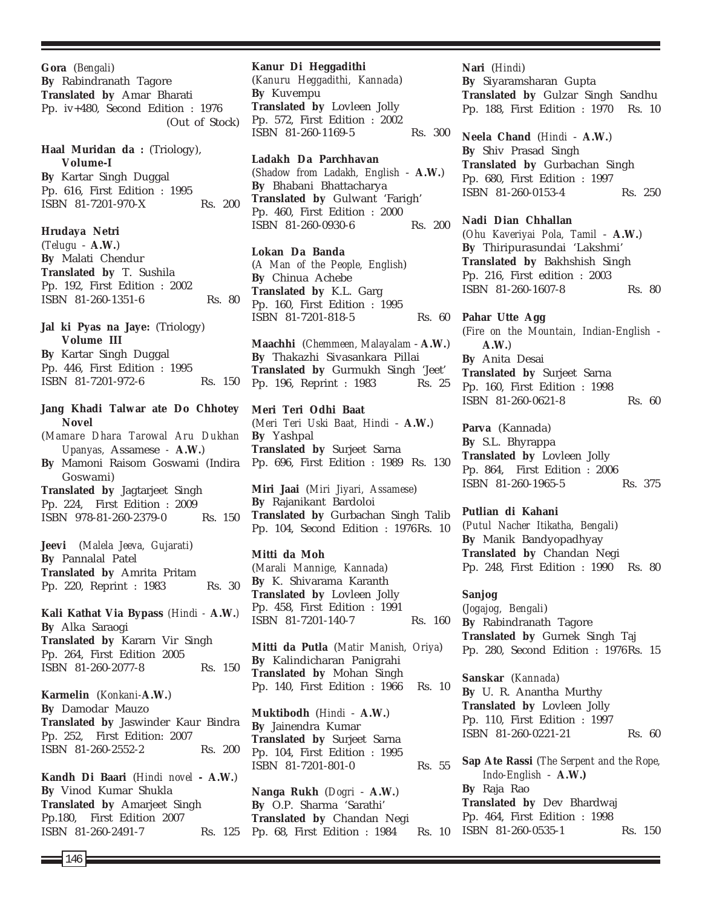**Gora** (*Bengali*)
**By** Rabindranath Tagore
**Translated by** Amar Bharati
Pp. iv+480, Second Edition : 1976
(Out of Stock)

**Haal Muridan da :** (Triology), **Volume-I**
**By** Kartar Singh Duggal
Pp. 616, First Edition : 1995
ISBN 81-7201-970-X Rs. 200

**Hrudaya Netri**
(*Telugu* - **A.W.**)
**By** Malati Chendur
**Translated by** T. Sushila
Pp. 192, First Edition : 2002
ISBN 81-260-1351-6 Rs. 80

**Jal ki Pyas na Jaye:** (Triology) **Volume III**
**By** Kartar Singh Duggal
Pp. 446, First Edition : 1995
ISBN 81-7201-972-6 Rs. 150

**Jang Khadi Talwar ate Do Chhotey Novel**
(*Mamare Dhara Tarowal Aru Dukhan Upanyas,* Assamese - **A.W.**)
**By** Mamoni Raisom Goswami (Indira Goswami)
**Translated by** Jagtarjeet Singh
Pp. 224, First Edition : 2009
ISBN 978-81-260-2379-0 Rs. 150

**Jeevi** (*Malela Jeeva, Gujarati*)
**By** Pannalal Patel
**Translated by** Amrita Pritam
Pp. 220, Reprint : 1983 Rs. 30

**Kali Kathat Via Bypass** (*Hindi* - **A.W.**)
**By** Alka Saraogi
**Translated by** Kararn Vir Singh
Pp. 264, First Edition 2005
ISBN 81-260-2077-8 Rs. 150

**Karmelin** (*Konkani*-**A.W.**)
**By** Damodar Mauzo
**Translated by** Jaswinder Kaur Bindra
Pp. 252, First Edition: 2007
ISBN 81-260-2552-2 Rs. 200

**Kandh Di Baari** (*Hindi novel* **- A.W.**)
**By** Vinod Kumar Shukla
**Translated by** Amarjeet Singh
Pp.180, First Edition 2007
ISBN 81-260-2491-7 Rs. 125

**Kanur Di Heggadithi**
(*Kanuru Heggadithi, Kannada*)
**By** Kuvempu
**Translated by** Lovleen Jolly
Pp. 572, First Edition : 2002
ISBN 81-260-1169-5 Rs. 300

**Ladakh Da Parchhavan**
(*Shadow from Ladakh, English* - **A.W.**)
**By** Bhabani Bhattacharya
**Translated by** Gulwant 'Farigh'
Pp. 460, First Edition : 2000
ISBN 81-260-0930-6 Rs. 200

**Lokan Da Banda**
(*A Man of the People, English*)
**By** Chinua Achebe
**Translated by** K.L. Garg
Pp. 160, First Edition : 1995
ISBN 81-7201-818-5 Rs. 60

**Maachhi** (*Chemmeen, Malayalam* - **A.W.**)
**By** Thakazhi Sivasankara Pillai
**Translated by** Gurmukh Singh 'Jeet'
Pp. 196, Reprint : 1983 Rs. 25

**Meri Teri Odhi Baat**
(*Meri Teri Uski Baat, Hindi* - **A.W.**)
**By** Yashpal
**Translated by** Surjeet Sarna
Pp. 696, First Edition : 1989 Rs. 130

**Miri Jaai** (*Miri Jiyari, Assamese*)
**By** Rajanikant Bardoloi
**Translated by** Gurbachan Singh Talib
Pp. 104, Second Edition : 1976Rs. 10

**Mitti da Moh**
(*Marali Mannige, Kannada*)
**By** K. Shivarama Karanth
**Translated by** Lovleen Jolly
Pp. 458, First Edition : 1991
ISBN 81-7201-140-7 Rs. 160

**Mitti da Putla** (*Matir Manish, Oriya*)
**By** Kalindicharan Panigrahi
**Translated by** Mohan Singh
Pp. 140, First Edition : 1966 Rs. 10

**Muktibodh** (*Hindi* - **A.W.**)
**By** Jainendra Kumar
**Translated by** Surjeet Sarna
Pp. 104, First Edition : 1995
ISBN 81-7201-801-0 Rs. 55

**Nanga Rukh** (*Dogri* - **A.W.**)
**By** O.P. Sharma 'Sarathi'
**Translated by** Chandan Negi
Pp. 68, First Edition : 1984 Rs. 10

**Nari** (*Hindi*)
**By** Siyaramsharan Gupta
**Translated by** Gulzar Singh Sandhu
Pp. 188, First Edition : 1970 Rs. 10

**Neela Chand** (*Hindi* - **A.W.**)
**By** Shiv Prasad Singh
**Translated by** Gurbachan Singh
Pp. 680, First Edition : 1997
ISBN 81-260-0153-4 Rs. 250

**Nadi Dian Chhallan**
(*Ohu Kaveriyai Pola, Tamil* - **A.W.**)
**By** Thiripurasundai 'Lakshmi'
**Translated by** Bakhshish Singh
Pp. 216, First edition : 2003
ISBN 81-260-1607-8 Rs. 80

**Pahar Utte Agg**
(*Fire on the Mountain, Indian-English* - **A.W.**)
**By** Anita Desai
**Translated by** Surjeet Sarna
Pp. 160, First Edition : 1998
ISBN 81-260-0621-8 Rs. 60

**Parva** (Kannada)
**By** S.L. Bhyrappa
**Translated by** Lovleen Jolly
Pp. 864, First Edition : 2006
ISBN 81-260-1965-5 Rs. 375

**Putlian di Kahani**
(*Putul Nacher Itikatha, Bengali*)
**By** Manik Bandyopadhyay
**Translated by** Chandan Negi
Pp. 248, First Edition : 1990 Rs. 80

**Sanjog**
(*Jogajog, Bengali*)
**By** Rabindranath Tagore
**Translated by** Gurnek Singh Taj
Pp. 280, Second Edition : 1976Rs. 15

**Sanskar** (*Kannada*)
**By** U. R. Anantha Murthy
**Translated by** Lovleen Jolly
Pp. 110, First Edition : 1997
ISBN 81-260-0221-21 Rs. 60

**Sap Ate Rassi** (*The Serpent and the Rope, Indo-English* - **A.W.)**
**By** Raja Rao
**Translated by** Dev Bhardwaj
Pp. 464, First Edition : 1998
ISBN 81-260-0535-1 Rs. 150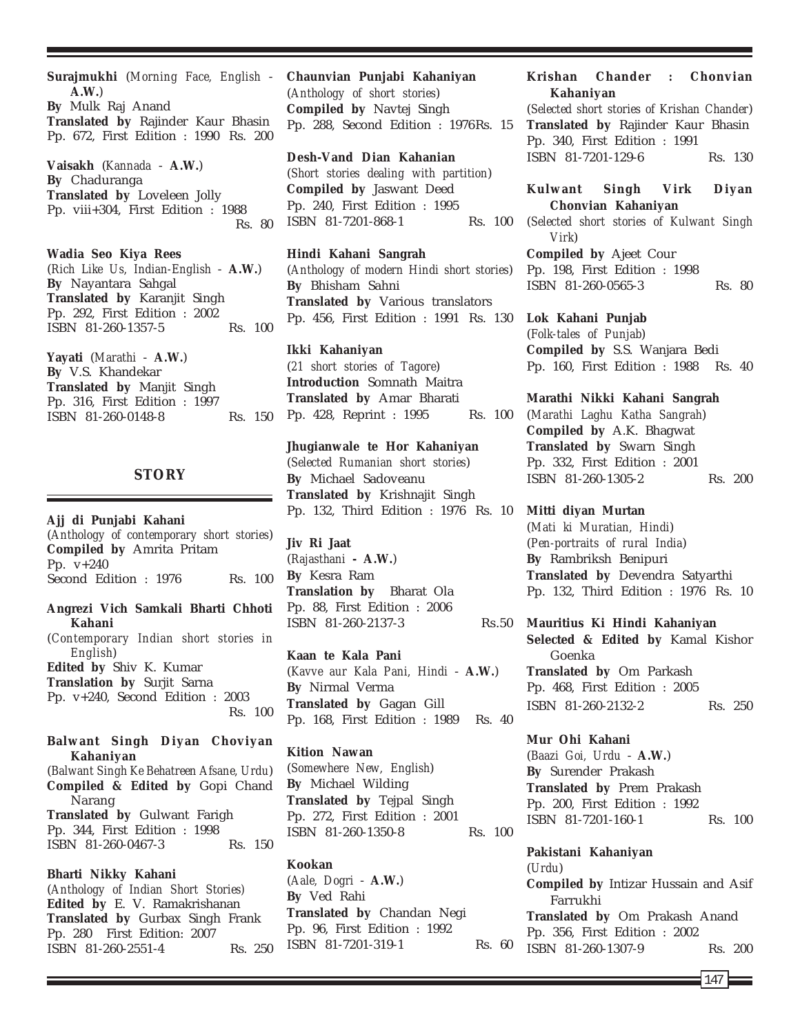**Surajmukhi** (*Morning Face, English* - **A.W.**)
**By** Mulk Raj Anand
**Translated by** Rajinder Kaur Bhasin
Pp. 672, First Edition : 1990 Rs. 200

**Vaisakh** (*Kannada* - **A.W.**)
**By** Chaduranga
**Translated by** Loveleen Jolly
Pp. viii+304, First Edition : 1988
Rs. 80

**Wadia Seo Kiya Rees**
(*Rich Like Us, Indian-English* - **A.W.**)
**By** Nayantara Sahgal
**Translated by** Karanjit Singh
Pp. 292, First Edition : 2002
ISBN 81-260-1357-5 Rs. 100

**Yayati** (*Marathi* - **A.W.**)
**By** V.S. Khandekar
**Translated by** Manjit Singh
Pp. 316, First Edition : 1997
ISBN 81-260-0148-8 Rs. 150

## STORY

**Ajj di Punjabi Kahani**
(*Anthology of contemporary short stories*)
**Compiled by** Amrita Pritam
Pp. v+240
Second Edition : 1976 Rs. 100

**Angrezi Vich Samkali Bharti Chhoti Kahani**
(*Contemporary Indian short stories in English*)
**Edited by** Shiv K. Kumar
**Translation by** Surjit Sarna
Pp. v+240, Second Edition : 2003
Rs. 100

**Balwant Singh Diyan Choviyan Kahaniyan**
(*Balwant Singh Ke Behatreen Afsane, Urdu*)
**Compiled & Edited by** Gopi Chand Narang
**Translated by** Gulwant Farigh
Pp. 344, First Edition : 1998
ISBN 81-260-0467-3 Rs. 150

**Bharti Nikky Kahani**
(*Anthology of Indian Short Stories*)
**Edited by** E. V. Ramakrishanan
**Translated by** Gurbax Singh Frank
Pp. 280 First Edition: 2007
ISBN 81-260-2551-4 Rs. 250

**Chaunvian Punjabi Kahaniyan**
(*Anthology of short stories*)
**Compiled by** Navtej Singh
Pp. 288, Second Edition : 1976Rs. 15

**Desh-Vand Dian Kahanian**
(*Short stories dealing with partition*)
**Compiled by** Jaswant Deed
Pp. 240, First Edition : 1995
ISBN 81-7201-868-1 Rs. 100

**Hindi Kahani Sangrah**
(*Anthology of modern Hindi short stories*)
**By** Bhisham Sahni
**Translated by** Various translators
Pp. 456, First Edition : 1991 Rs. 130

**Ikki Kahaniyan**
(*21 short stories of Tagore*)
**Introduction** Somnath Maitra
**Translated by** Amar Bharati
Pp. 428, Reprint : 1995 Rs. 100

**Jhugianwale te Hor Kahaniyan**
(*Selected Rumanian short stories*)
**By** Michael Sadoveanu
**Translated by** Krishnajit Singh
Pp. 132, Third Edition : 1976 Rs. 10

**Jiv Ri Jaat**
(*Rajasthani* **- A.W.**)
**By** Kesra Ram
**Translation by** Bharat Ola
Pp. 88, First Edition : 2006
ISBN 81-260-2137-3 Rs.50

**Kaan te Kala Pani**
(*Kavve aur Kala Pani, Hindi* - **A.W.**)
**By** Nirmal Verma
**Translated by** Gagan Gill
Pp. 168, First Edition : 1989 Rs. 40

**Kition Nawan**
(*Somewhere New, English*)
**By** Michael Wilding
**Translated by** Tejpal Singh
Pp. 272, First Edition : 2001
ISBN 81-260-1350-8 Rs. 100

**Kookan**
(*Aale, Dogri* - **A.W.**)
**By** Ved Rahi
**Translated by** Chandan Negi
Pp. 96, First Edition : 1992
ISBN 81-7201-319-1 Rs. 60

**Krishan Chander : Chonvian Kahaniyan**
(*Selected short stories of Krishan Chander*)
**Translated by** Rajinder Kaur Bhasin
Pp. 340, First Edition : 1991
ISBN 81-7201-129-6 Rs. 130

**Kulwant Singh Virk Diyan Chonvian Kahaniyan**
(*Selected short stories of Kulwant Singh Virk*)
**Compiled by** Ajeet Cour
Pp. 198, First Edition : 1998
ISBN 81-260-0565-3 Rs. 80

**Lok Kahani Punjab**
(*Folk-tales of Punjab*)
**Compiled by** S.S. Wanjara Bedi
Pp. 160, First Edition : 1988 Rs. 40

**Marathi Nikki Kahani Sangrah**
(*Marathi Laghu Katha Sangrah*)
**Compiled by** A.K. Bhagwat
**Translated by** Swarn Singh
Pp. 332, First Edition : 2001
ISBN 81-260-1305-2 Rs. 200

**Mitti diyan Murtan**
(*Mati ki Muratian, Hindi*)
(*Pen-portraits of rural India*)
**By** Rambriksh Benipuri
**Translated by** Devendra Satyarthi
Pp. 132, Third Edition : 1976 Rs. 10

**Mauritius Ki Hindi Kahaniyan**
**Selected & Edited by** Kamal Kishor Goenka
**Translated by** Om Parkash
Pp. 468, First Edition : 2005
ISBN 81-260-2132-2 Rs. 250

**Mur Ohi Kahani**
(*Baazi Goi, Urdu* - **A.W.**)
**By** Surender Prakash
**Translated by** Prem Prakash
Pp. 200, First Edition : 1992
ISBN 81-7201-160-1 Rs. 100

**Pakistani Kahaniyan**
(*Urdu*)
**Compiled by** Intizar Hussain and Asif Farrukhi
**Translated by** Om Prakash Anand
Pp. 356, First Edition : 2002
ISBN 81-260-1307-9 Rs. 200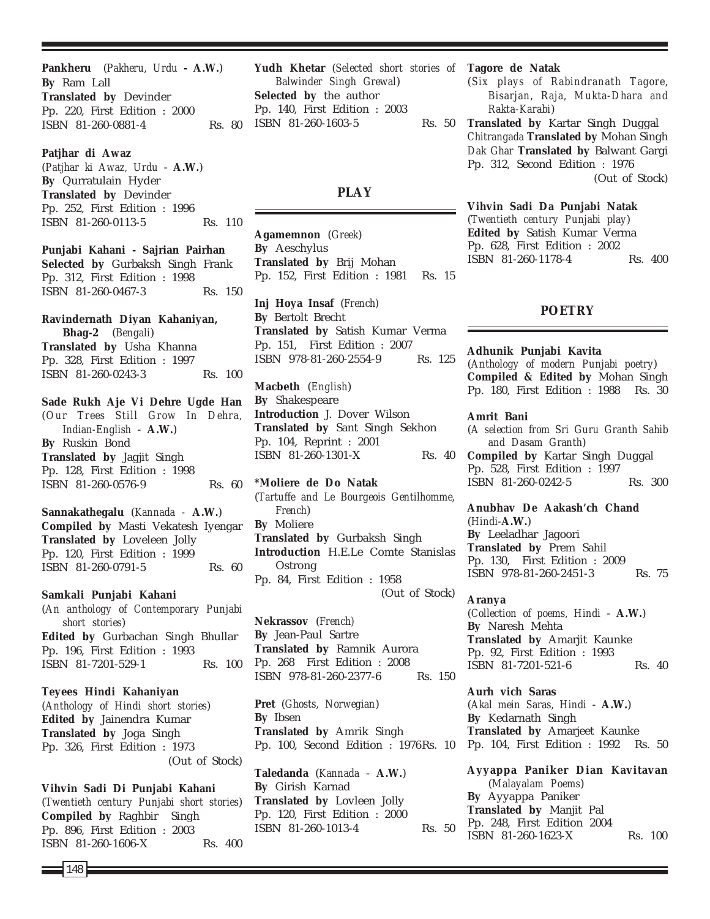**Pankheru** (*Pakheru, Urdu* **- A.W.**)
**By** Ram Lall
**Translated by** Devinder
Pp. 220, First Edition : 2000
ISBN 81-260-0881-4 Rs. 80

**Patjhar di Awaz**
(*Patjhar ki Awaz, Urdu* - **A.W.**)
**By** Qurratulain Hyder
**Translated by** Devinder
Pp. 252, First Edition : 1996
ISBN 81-260-0113-5 Rs. 110

**Punjabi Kahani - Sajrian Pairhan**
**Selected by** Gurbaksh Singh Frank
Pp. 312, First Edition : 1998
ISBN 81-260-0467-3 Rs. 150

**Ravindernath Diyan Kahaniyan, Bhag-2** (*Bengali*)
**Translated by** Usha Khanna
Pp. 328, First Edition : 1997
ISBN 81-260-0243-3 Rs. 100

**Sade Rukh Aje Vi Dehre Ugde Han**
(*Our Trees Still Grow In Dehra, Indian-English* - **A.W.**)
**By** Ruskin Bond
**Translated by** Jagjit Singh
Pp. 128, First Edition : 1998
ISBN 81-260-0576-9 Rs. 60

**Sannakathegalu** (*Kannada* - **A.W.**)
**Compiled by** Masti Vekatesh Iyengar
**Translated by** Loveleen Jolly
Pp. 120, First Edition : 1999
ISBN 81-260-0791-5 Rs. 60

**Samkali Punjabi Kahani**
(*An anthology of Contemporary Punjabi short stories*)
**Edited by** Gurbachan Singh Bhullar
Pp. 196, First Edition : 1993
ISBN 81-7201-529-1 Rs. 100

**Teyees Hindi Kahaniyan**
(*Anthology of Hindi short stories*)
**Edited by** Jainendra Kumar
**Translated by** Joga Singh
Pp. 326, First Edition : 1973
(Out of Stock)

**Vihvin Sadi Di Punjabi Kahani**
(*Twentieth century Punjabi short stories*)
**Compiled by** Raghbir Singh
Pp. 896, First Edition : 2003
ISBN 81-260-1606-X Rs. 400

**Yudh Khetar** (*Selected short stories of Balwinder Singh Grewal*)
**Selected by** the author
Pp. 140, First Edition : 2003
ISBN 81-260-1603-5 Rs. 50

## PLAY

**Agamemnon** (*Greek*)
**By** Aeschylus
**Translated by** Brij Mohan
Pp. 152, First Edition : 1981 Rs. 15

**Inj Hoya Insaf** (*French*)
**By** Bertolt Brecht
**Translated by** Satish Kumar Verma
Pp. 151, First Edition : 2007
ISBN 978-81-260-2554-9 Rs. 125

**Macbeth** (*English*)
**By** Shakespeare
**Introduction** J. Dover Wilson
**Translated by** Sant Singh Sekhon
Pp. 104, Reprint : 2001
ISBN 81-260-1301-X Rs. 40

**\*Moliere de Do Natak**
(*Tartuffe and Le Bourgeois Gentilhomme, French*)
**By** Moliere
**Translated by** Gurbaksh Singh
**Introduction** H.E.Le Comte Stanislas Ostrong
Pp. 84, First Edition : 1958
(Out of Stock)

**Nekrassov** (*French*)
**By** Jean-Paul Sartre
**Translated by** Ramnik Aurora
Pp. 268 First Edition : 2008
ISBN 978-81-260-2377-6 Rs. 150

**Pret** (*Ghosts, Norwegian*)
**By** Ibsen
**Translated by** Amrik Singh
Pp. 100, Second Edition : 1976Rs. 10

**Taledanda** (*Kannada* - **A.W.**)
**By** Girish Karnad
**Translated by** Lovleen Jolly
Pp. 120, First Edition : 2000
ISBN 81-260-1013-4 Rs. 50

**Tagore de Natak**
(*Six plays of Rabindranath Tagore, Bisarjan, Raja, Mukta-Dhara and Rakta-Karabi*)
**Translated by** Kartar Singh Duggal
*Chitrangada* **Translated by** Mohan Singh
*Dak Ghar* **Translated by** Balwant Gargi
Pp. 312, Second Edition : 1976
(Out of Stock)

**Vihvin Sadi Da Punjabi Natak**
(*Twentieth century Punjabi play*)
**Edited by** Satish Kumar Verma
Pp. 628, First Edition : 2002
ISBN 81-260-1178-4 Rs. 400

## POETRY

**Adhunik Punjabi Kavita**
(*Anthology of modern Punjabi poetry*)
**Compiled & Edited by** Mohan Singh
Pp. 180, First Edition : 1988 Rs. 30

**Amrit Bani**
(*A selection from Sri Guru Granth Sahib and Dasam Granth*)
**Compiled by** Kartar Singh Duggal
Pp. 528, First Edition : 1997
ISBN 81-260-0242-5 Rs. 300

**Anubhav De Aakash'ch Chand**
(*Hindi*-**A.W.**)
**By** Leeladhar Jagoori
**Translated by** Prem Sahil
Pp. 130, First Edition : 2009
ISBN 978-81-260-2451-3 Rs. 75

**Aranya**
(*Collection of poems, Hindi* - **A.W.**)
**By** Naresh Mehta
**Translated by** Amarjit Kaunke
Pp. 92, First Edition : 1993
ISBN 81-7201-521-6 Rs. 40

**Aurh vich Saras**
(*Akal mein Saras, Hindi* - **A.W.**)
**By** Kedarnath Singh
**Translated by** Amarjeet Kaunke
Pp. 104, First Edition : 1992 Rs. 50

**Ayyappa Paniker Dian Kavitavan**
(*Malayalam Poems*)
**By** Ayyappa Paniker
**Translated by** Manjit Pal
Pp. 248, First Edition 2004
ISBN 81-260-1623-X Rs. 100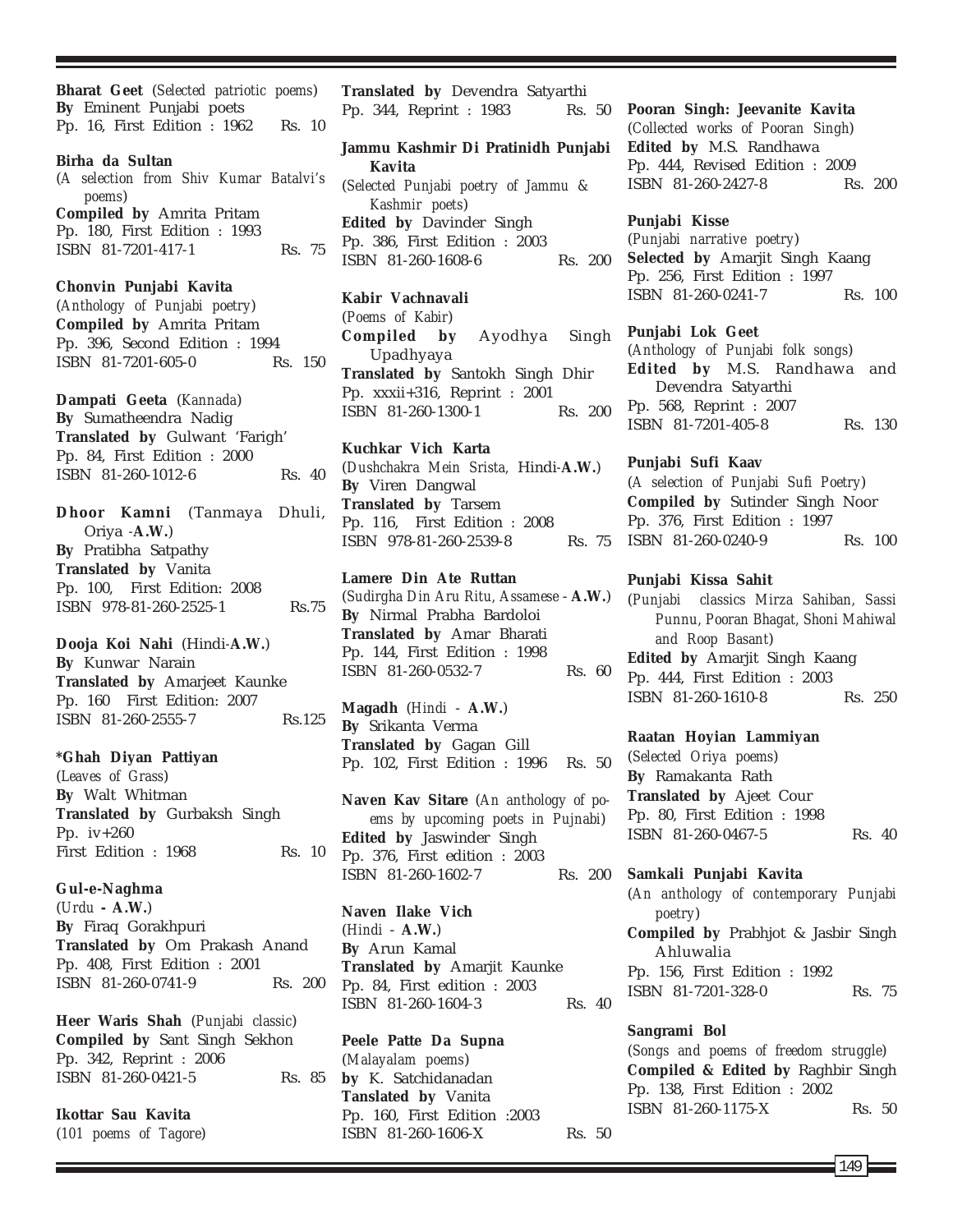**Bharat Geet** (*Selected patriotic poems*)
**By** Eminent Punjabi poets
Pp. 16, First Edition : 1962 Rs. 10

**Birha da Sultan**
(*A selection from Shiv Kumar Batalvi's poems*)
**Compiled by** Amrita Pritam
Pp. 180, First Edition : 1993
ISBN 81-7201-417-1 Rs. 75

**Chonvin Punjabi Kavita**
(*Anthology of Punjabi poetry*)
**Compiled by** Amrita Pritam
Pp. 396, Second Edition : 1994
ISBN 81-7201-605-0 Rs. 150

**Dampati Geeta** (*Kannada*)
**By** Sumatheendra Nadig
**Translated by** Gulwant 'Farigh'
Pp. 84, First Edition : 2000
ISBN 81-260-1012-6 Rs. 40

**Dhoor Kamni** (Tanmaya Dhuli, Oriya -**A.W.**)
**By** Pratibha Satpathy
**Translated by** Vanita
Pp. 100, First Edition: 2008
ISBN 978-81-260-2525-1 Rs.75

**Dooja Koi Nahi** (Hindi-**A.W.**)
**By** Kunwar Narain
**Translated by** Amarjeet Kaunke
Pp. 160 First Edition: 2007
ISBN 81-260-2555-7 Rs.125

**\*Ghah Diyan Pattiyan**
(*Leaves of Grass*)
**By** Walt Whitman
**Translated by** Gurbaksh Singh
Pp. iv+260
First Edition : 1968 Rs. 10

**Gul-e-Naghma**
(*Urdu* **- A.W.**)
**By** Firaq Gorakhpuri
**Translated by** Om Prakash Anand
Pp. 408, First Edition : 2001
ISBN 81-260-0741-9 Rs. 200

**Heer Waris Shah** (*Punjabi classic*)
**Compiled by** Sant Singh Sekhon
Pp. 342, Reprint : 2006
ISBN 81-260-0421-5 Rs. 85

**Ikottar Sau Kavita**
(*101 poems of Tagore*)
**Translated by** Devendra Satyarthi
Pp. 344, Reprint : 1983 Rs. 50

**Jammu Kashmir Di Pratinidh Punjabi Kavita**
(*Selected Punjabi poetry of Jammu & Kashmir poets*)
**Edited by** Davinder Singh
Pp. 386, First Edition : 2003
ISBN 81-260-1608-6 Rs. 200

**Kabir Vachnavali**
(*Poems of Kabir*)
**Compiled by** Ayodhya Singh Upadhyaya
**Translated by** Santokh Singh Dhir
Pp. xxxii+316, Reprint : 2001
ISBN 81-260-1300-1 Rs. 200

**Kuchkar Vich Karta**
(*Dushchakra Mein Srista,* Hindi-**A.W.**)
**By** Viren Dangwal
**Translated by** Tarsem
Pp. 116, First Edition : 2008
ISBN 978-81-260-2539-8 Rs. 75

**Lamere Din Ate Ruttan**
(*Sudirgha Din Aru Ritu, Assamese* - **A.W.**)
**By** Nirmal Prabha Bardoloi
**Translated by** Amar Bharati
Pp. 144, First Edition : 1998
ISBN 81-260-0532-7 Rs. 60

**Magadh** (*Hindi* - **A.W.**)
**By** Srikanta Verma
**Translated by** Gagan Gill
Pp. 102, First Edition : 1996 Rs. 50

**Naven Kav Sitare** (*An anthology of poems by upcoming poets in Pujnabi*)
**Edited by** Jaswinder Singh
Pp. 376, First edition : 2003
ISBN 81-260-1602-7 Rs. 200

**Naven Ilake Vich**
(*Hindi* - **A.W.**)
**By** Arun Kamal
**Translated by** Amarjit Kaunke
Pp. 84, First edition : 2003
ISBN 81-260-1604-3 Rs. 40

**Peele Patte Da Supna**
(*Malayalam poems*)
**by** K. Satchidanadan
**Tanslated by** Vanita
Pp. 160, First Edition :2003
ISBN 81-260-1606-X Rs. 50

**Pooran Singh: Jeevanite Kavita**
(*Collected works of Pooran Singh*)
**Edited by** M.S. Randhawa
Pp. 444, Revised Edition : 2009
ISBN 81-260-2427-8 Rs. 200

**Punjabi Kisse**
(*Punjabi narrative poetry*)
**Selected by** Amarjit Singh Kaang
Pp. 256, First Edition : 1997
ISBN 81-260-0241-7 Rs. 100

**Punjabi Lok Geet**
(*Anthology of Punjabi folk songs*)
**Edited by** M.S. Randhawa and Devendra Satyarthi
Pp. 568, Reprint : 2007
ISBN 81-7201-405-8 Rs. 130

**Punjabi Sufi Kaav**
(*A selection of Punjabi Sufi Poetry*)
**Compiled by** Sutinder Singh Noor
Pp. 376, First Edition : 1997
ISBN 81-260-0240-9 Rs. 100

**Punjabi Kissa Sahit**
(*Punjabi classics Mirza Sahiban, Sassi Punnu, Pooran Bhagat, Shoni Mahiwal and Roop Basant*)
**Edited by** Amarjit Singh Kaang
Pp. 444, First Edition : 2003
ISBN 81-260-1610-8 Rs. 250

**Raatan Hoyian Lammiyan**
(*Selected Oriya poems*)
**By** Ramakanta Rath
**Translated by** Ajeet Cour
Pp. 80, First Edition : 1998
ISBN 81-260-0467-5 Rs. 40

**Samkali Punjabi Kavita**
(*An anthology of contemporary Punjabi poetry*)
**Compiled by** Prabhjot & Jasbir Singh Ahluwalia
Pp. 156, First Edition : 1992
ISBN 81-7201-328-0 Rs. 75

**Sangrami Bol**
(*Songs and poems of freedom struggle*)
**Compiled & Edited by** Raghbir Singh
Pp. 138, First Edition : 2002
ISBN 81-260-1175-X Rs. 50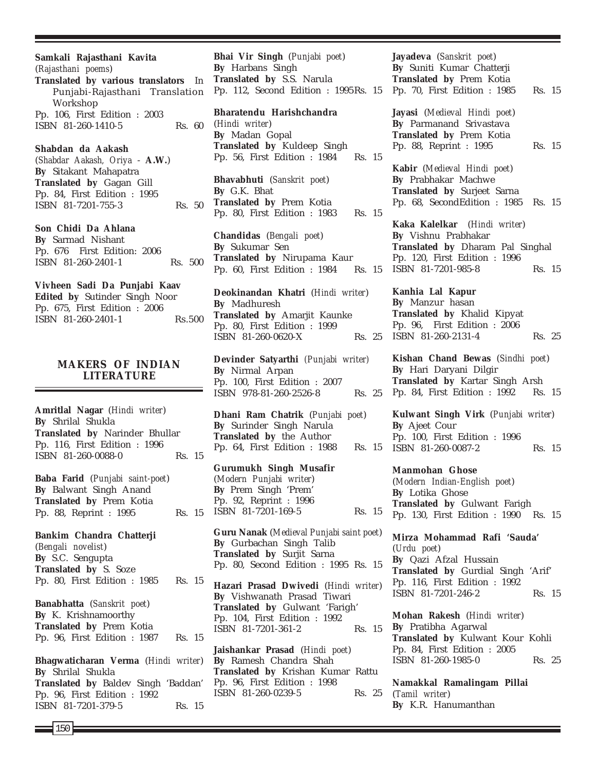**Samkali Rajasthani Kavita**
(*Rajasthani poems*)
**Translated by various translators** In Punjabi-Rajasthani Translation Workshop
Pp. 106, First Edition : 2003
ISBN 81-260-1410-5 Rs. 60

**Shabdan da Aakash**
(*Shabdar Aakash, Oriya -* **A.W.**)
**By** Sitakant Mahapatra
**Translated by** Gagan Gill
Pp. 84, First Edition : 1995
ISBN 81-7201-755-3 Rs. 50

**Son Chidi Da Ahlana**
**By** Sarmad Nishant
Pp. 676 First Edition: 2006
ISBN 81-260-2401-1 Rs. 500

**Vivheen Sadi Da Punjabi Kaav**
**Edited by** Sutinder Singh Noor
Pp. 675, First Edition : 2006
ISBN 81-260-2401-1 Rs.500

## MAKERS OF INDIAN LITERATURE

**Amritlal Nagar** (*Hindi writer*)
**By** Shrilal Shukla
**Translated by** Narinder Bhullar
Pp. 116, First Edition : 1996
ISBN 81-260-0088-0 Rs. 15

**Baba Farid** (*Punjabi saint-poet*)
**By** Balwant Singh Anand
**Translated by** Prem Kotia
Pp. 88, Reprint : 1995 Rs. 15

**Bankim Chandra Chatterji**
(*Bengali novelist*)
**By** S.C. Sengupta
**Translated by** S. Soze
Pp. 80, First Edition : 1985 Rs. 15

**Banabhatta** (*Sanskrit poet*)
**By** K. Krishnamoorthy
**Translated by** Prem Kotia
Pp. 96, First Edition : 1987 Rs. 15

**Bhagwaticharan Verma** (*Hindi writer*)
**By** Shrilal Shukla
**Translated by** Baldev Singh 'Baddan'
Pp. 96, First Edition : 1992
ISBN 81-7201-379-5 Rs. 15

**Bhai Vir Singh** (*Punjabi poet*)
**By** Harbans Singh
**Translated by** S.S. Narula
Pp. 112, Second Edition : 1995 Rs. 15

**Bharatendu Harishchandra**
(*Hindi writer*)
**By** Madan Gopal
**Translated by** Kuldeep Singh
Pp. 56, First Edition : 1984 Rs. 15

**Bhavabhuti** (*Sanskrit poet*)
**By** G.K. Bhat
**Translated by** Prem Kotia
Pp. 80, First Edition : 1983 Rs. 15

**Chandidas** (*Bengali poet*)
**By** Sukumar Sen
**Translated by** Nirupama Kaur
Pp. 60, First Edition : 1984 Rs. 15

**Deokinandan Khatri** (*Hindi writer*)
**By** Madhuresh
**Translated by** Amarjit Kaunke
Pp. 80, First Edition : 1999
ISBN 81-260-0620-X Rs. 25

**Devinder Satyarthi** (*Punjabi writer*)
**By** Nirmal Arpan
Pp. 100, First Edition : 2007
ISBN 978-81-260-2526-8 Rs. 25

**Dhani Ram Chatrik** (*Punjabi poet*)
**By** Surinder Singh Narula
**Translated by** the Author
Pp. 64, First Edition : 1988 Rs. 15

**Gurumukh Singh Musafir**
(*Modern Punjabi writer*)
**By** Prem Singh 'Prem'
Pp. 92, Reprint : 1996
ISBN 81-7201-169-5 Rs. 15

**Guru Nanak** (*Medieval Punjabi saint poet*)
**By** Gurbachan Singh Talib
**Translated by** Surjit Sarna
Pp. 80, Second Edition : 1995 Rs. 15

**Hazari Prasad Dwivedi** (*Hindi writer*)
**By** Vishwanath Prasad Tiwari
**Translated by** Gulwant 'Farigh'
Pp. 104, First Edition : 1992
ISBN 81-7201-361-2 Rs. 15

**Jaishankar Prasad** (*Hindi poet*)
**By** Ramesh Chandra Shah
**Translated by** Krishan Kumar Rattu
Pp. 96, First Edition : 1998
ISBN 81-260-0239-5 Rs. 25

**Jayadeva** (*Sanskrit poet*)
**By** Suniti Kumar Chatterji
**Translated by** Prem Kotia
Pp. 70, First Edition : 1985 Rs. 15

**Jayasi** (*Medieval Hindi poet*)
**By** Parmanand Srivastava
**Translated by** Prem Kotia
Pp. 88, Reprint : 1995 Rs. 15

**Kabir** (*Medieval Hindi poet*)
**By** Prabhakar Machwe
**Translated by** Surjeet Sarna
Pp. 68, SecondEdition : 1985 Rs. 15

**Kaka Kalelkar** (*Hindi writer*)
**By** Vishnu Prabhakar
**Translated by** Dharam Pal Singhal
Pp. 120, First Edition : 1996
ISBN 81-7201-985-8 Rs. 15

**Kanhia Lal Kapur**
**By** Manzur hasan
**Translated by** Khalid Kipyat
Pp. 96, First Edition : 2006
ISBN 81-260-2131-4 Rs. 25

**Kishan Chand Bewas** (*Sindhi poet*)
**By** Hari Daryani Dilgir
**Translated by** Kartar Singh Arsh
Pp. 84, First Edition : 1992 Rs. 15

**Kulwant Singh Virk** (*Punjabi writer*)
**By** Ajeet Cour
Pp. 100, First Edition : 1996
ISBN 81-260-0087-2 Rs. 15

**Manmohan Ghose**
(*Modern Indian-English poet*)
**By** Lotika Ghose
**Translated by** Gulwant Farigh
Pp. 130, First Edition : 1990 Rs. 15

**Mirza Mohammad Rafi 'Sauda'**
(*Urdu poet*)
**By** Qazi Afzal Hussain
**Translated by** Gurdial Singh 'Arif'
Pp. 116, First Edition : 1992
ISBN 81-7201-246-2 Rs. 15

**Mohan Rakesh** (*Hindi writer*)
**By** Pratibha Agarwal
**Translated by** Kulwant Kour Kohli
Pp. 84, First Edition : 2005
ISBN 81-260-1985-0 Rs. 25

**Namakkal Ramalingam Pillai**
(*Tamil writer*)
**By** K.R. Hanumanthan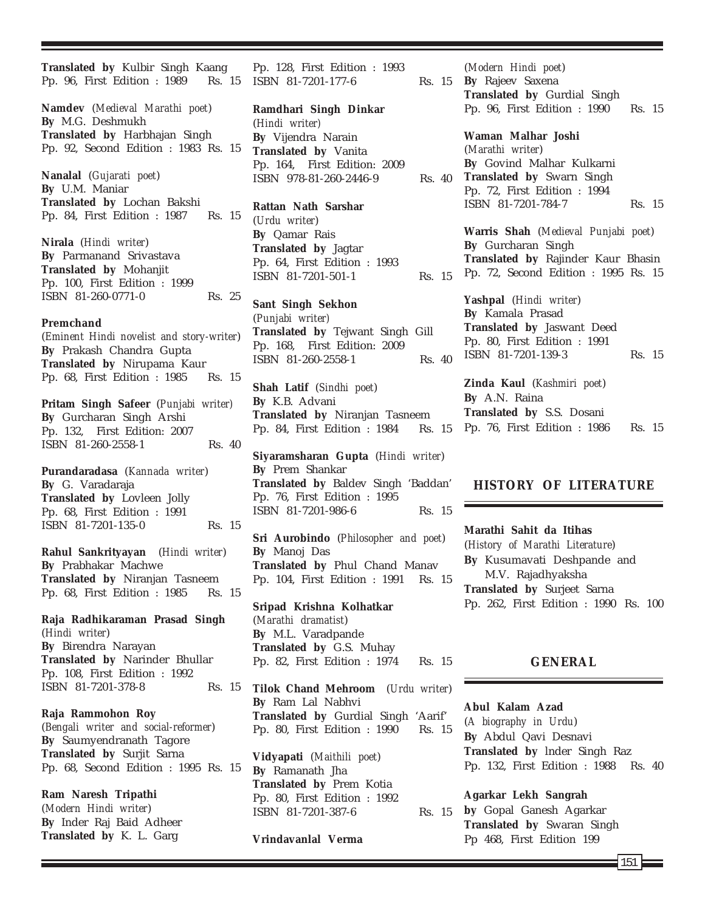**Translated by** Kulbir Singh Kaang
Pp. 96, First Edition : 1989 Rs. 15

**Namdev** (*Medieval Marathi poet*)
**By** M.G. Deshmukh
**Translated by** Harbhajan Singh
Pp. 92, Second Edition : 1983 Rs. 15

**Nanalal** (*Gujarati poet*)
**By** U.M. Maniar
**Translated by** Lochan Bakshi
Pp. 84, First Edition : 1987 Rs. 15

**Nirala** (*Hindi writer*)
**By** Parmanand Srivastava
**Translated by** Mohanjit
Pp. 100, First Edition : 1999
ISBN 81-260-0771-0 Rs. 25

**Premchand**
(*Eminent Hindi novelist and story-writer*)
**By** Prakash Chandra Gupta
**Translated by** Nirupama Kaur
Pp. 68, First Edition : 1985 Rs. 15

**Pritam Singh Safeer** (*Punjabi writer*)
**By** Gurcharan Singh Arshi
Pp. 132, First Edition: 2007
ISBN 81-260-2558-1 Rs. 40

**Purandaradasa** (*Kannada writer*)
**By** G. Varadaraja
**Translated by** Lovleen Jolly
Pp. 68, First Edition : 1991
ISBN 81-7201-135-0 Rs. 15

**Rahul Sankrityayan** (*Hindi writer*)
**By** Prabhakar Machwe
**Translated by** Niranjan Tasneem
Pp. 68, First Edition : 1985 Rs. 15

**Raja Radhikaraman Prasad Singh**
(*Hindi writer*)
**By** Birendra Narayan
**Translated by** Narinder Bhullar
Pp. 108, First Edition : 1992
ISBN 81-7201-378-8 Rs. 15

**Raja Rammohon Roy**
(*Bengali writer and social-reformer*)
**By** Saumyendranath Tagore
**Translated by** Surjit Sarna
Pp. 68, Second Edition : 1995 Rs. 15

**Ram Naresh Tripathi**
(*Modern Hindi writer*)
**By** Inder Raj Baid Adheer
**Translated by** K. L. Garg
Pp. 128, First Edition : 1993
ISBN 81-7201-177-6 Rs. 15

**Ramdhari Singh Dinkar**
(*Hindi writer*)
**By** Vijendra Narain
**Translated by** Vanita
Pp. 164, First Edition: 2009
ISBN 978-81-260-2446-9 Rs. 40

**Rattan Nath Sarshar**
(*Urdu writer*)
**By** Qamar Rais
**Translated by** Jagtar
Pp. 64, First Edition : 1993
ISBN 81-7201-501-1 Rs. 15

**Sant Singh Sekhon**
(*Punjabi writer*)
**Translated by** Tejwant Singh Gill
Pp. 168, First Edition: 2009
ISBN 81-260-2558-1 Rs. 40

**Shah Latif** (*Sindhi poet*)
**By** K.B. Advani
**Translated by** Niranjan Tasneem
Pp. 84, First Edition : 1984 Rs. 15

**Siyaramsharan Gupta** (*Hindi writer*)
**By** Prem Shankar
**Translated by** Baldev Singh 'Baddan'
Pp. 76, First Edition : 1995
ISBN 81-7201-986-6 Rs. 15

**Sri Aurobindo** (*Philosopher and poet*)
**By** Manoj Das
**Translated by** Phul Chand Manav
Pp. 104, First Edition : 1991 Rs. 15

**Sripad Krishna Kolhatkar**
(*Marathi dramatist*)
**By** M.L. Varadpande
**Translated by** G.S. Muhay
Pp. 82, First Edition : 1974 Rs. 15

**Tilok Chand Mehroom** (*Urdu writer*)
**By** Ram Lal Nabhvi
**Translated by** Gurdial Singh 'Aarif'
Pp. 80, First Edition : 1990 Rs. 15

**Vidyapati** (*Maithili poet*)
**By** Ramanath Jha
**Translated by** Prem Kotia
Pp. 80, First Edition : 1992
ISBN 81-7201-387-6 Rs. 15

**Vrindavanlal Verma**
(*Modern Hindi poet*)
**By** Rajeev Saxena
**Translated by** Gurdial Singh
Pp. 96, First Edition : 1990 Rs. 15

**Waman Malhar Joshi**
(*Marathi writer*)
**By** Govind Malhar Kulkarni
**Translated by** Swarn Singh
Pp. 72, First Edition : 1994
ISBN 81-7201-784-7 Rs. 15

**Warris Shah** (*Medieval Punjabi poet*)
**By** Gurcharan Singh
**Translated by** Rajinder Kaur Bhasin
Pp. 72, Second Edition : 1995 Rs. 15

**Yashpal** (*Hindi writer*)
**By** Kamala Prasad
**Translated by** Jaswant Deed
Pp. 80, First Edition : 1991
ISBN 81-7201-139-3 Rs. 15

**Zinda Kaul** (*Kashmiri poet*)
**By** A.N. Raina
**Translated by** S.S. Dosani
Pp. 76, First Edition : 1986 Rs. 15

## HISTORY OF LITERATURE

**Marathi Sahit da Itihas**
(*History of Marathi Literature*)
**By** Kusumavati Deshpande and M.V. Rajadhyaksha
**Translated by** Surjeet Sarna
Pp. 262, First Edition : 1990 Rs. 100

## GENERAL

**Abul Kalam Azad**
(*A biography in Urdu*)
**By** Abdul Qavi Desnavi
**Translated by** lnder Singh Raz
Pp. 132, First Edition : 1988 Rs. 40

**Agarkar Lekh Sangrah**
**by** Gopal Ganesh Agarkar
**Translated by** Swaran Singh
Pp 468, First Edition 199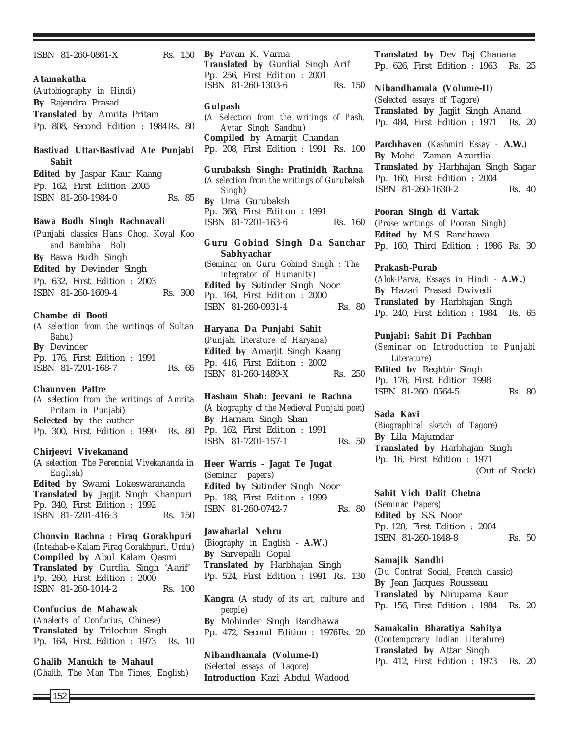ISBN 81-260-0861-X Rs. 150

**Atamakatha**
(*Autobiography in Hindi*)
**By** Rajendra Prasad
**Translated by** Amrita Pritam
Pp. 808, Second Edition : 1984 Rs. 80

**Bastivad Uttar-Bastivad Ate Punjabi Sahit**
**Edited by** Jaspar Kaur Kaang
Pp. 162, First Edition 2005
ISBN 81-260-1984-0 Rs. 85

**Bawa Budh Singh Rachnavali**
(*Punjabi classics Hans Chog, Koyal Koo and Bambiha Bol*)
**By** Bawa Budh Singh
**Edited by** Devinder Singh
Pp. 632, First Edition : 2003
ISBN 81-260-1609-4 Rs. 300

**Chambe di Booti**
(*A selection from the writings of Sultan Bahu*)
**By** Devinder
Pp. 176, First Edition : 1991
ISBN 81-7201-168-7 Rs. 65

**Chaunven Pattre**
(*A selection from the writings of Amrita Pritam in Punjabi*)
**Selected by** the author
Pp. 300, First Edition : 1990 Rs. 80

**Chirjeevi Vivekanand**
(*A selection: The Perennial Vivekananda in English*)
**Edited by** Swami Lokeswarananda
**Translated by** Jagjit Singh Khanpuri
Pp. 340, First Edition : 1992
ISBN 81-7201-416-3 Rs. 150

**Chonvin Rachna : Firaq Gorakhpuri**
(*Intekhab-e-Kalam Firaq Gorakhpuri, Urdu*)
**Compiled by** Abul Kalam Qasmi
**Translated by** Gurdial Singh 'Aarif'
Pp. 260, First Edition : 2000
ISBN 81-260-1014-2 Rs. 100

**Confucius de Mahawak**
(*Analects of Confucius, Chinese*)
**Translated by** Trilochan Singh
Pp. 164, First Edition : 1973 Rs. 10

**Ghalib Manukh te Mahaul**
(*Ghalib, The Man The Times, English*)
**By** Pavan K. Varma
**Translated by** Gurdial Singh Arif
Pp. 256, First Edition : 2001
ISBN 81-260-1303-6 Rs. 150

**Gulpash**
(*A Selection from the writings of Pash, Avtar Singh Sandhu*)
**Compiled by** Amarjit Chandan
Pp. 208, First Edition : 1991 Rs. 100

**Gurubaksh Singh: Pratinidh Rachna**
(*A selection from the writings of Gurubaksh Singh*)
**By** Uma Gurubaksh
Pp. 368, First Edition : 1991
ISBN 81-7201-163-6 Rs. 160

**Guru Gobind Singh Da Sanchar Sabhyachar**
(*Seminar on Guru Gobind Singh : The integrator of Humanity*)
**Edited by** Sutinder Singh Noor
Pp. 164, First Edition : 2000
ISBN 81-260-0931-4 Rs. 80

**Haryana Da Punjabi Sahit**
(*Punjabi literature of Haryana*)
**Edited by** Amarjit Singh Kaang
Pp. 416, First Edition : 2002
ISBN 81-260-1489-X Rs. 250

**Hasham Shah: Jeevani te Rachna**
(*A biography of the Medieval Punjabi poet*)
**By** Harnam Singh Shan
Pp. 162, First Edition : 1991
ISBN 81-7201-157-1 Rs. 50

**Heer Warris - Jagat Te Jugat**
(*Seminar papers*)
**Edited by** Sutinder Singh Noor
Pp. 188, First Edition : 1999
ISBN 81-260-0742-7 Rs. 80

**Jawaharlal Nehru**
(*Biography in English -* **A.W.**)
**By** Sarvepalli Gopal
**Translated by** Harbhajan Singh
Pp. 524, First Edition : 1991 Rs. 130

**Kangra** (*A study of its art, culture and people*)
**By** Mohinder Singh Randhawa
Pp. 472, Second Edition : 1976 Rs. 20

**Nibandhamala (Volume-I)**
(*Selected essays of Tagore*)
**Introduction** Kazi Abdul Wadood
**Translated by** Dev Raj Chanana
Pp. 626, First Edition : 1963 Rs. 25

**Nibandhamala (Volume-II)**
(*Selected essays of Tagore*)
**Translated by** Jagjit Singh Anand
Pp. 484, First Edition : 1971 Rs. 20

**Parchhaven** (*Kashmiri Essay -* **A.W.**)
**By** Mohd. Zaman Azurdial
**Translated by** Harbhajan Singh Sagar
Pp. 160, First Edition : 2004
ISBN 81-260-1630-2 Rs. 40

**Pooran Singh di Vartak**
(*Prose writings of Pooran Singh*)
**Edited by** M.S. Randhawa
Pp. 160, Third Edition : 1986 Rs. 30

**Prakash-Purab**
(*Alok-Parva, Essays in Hindi -* **A.W.**)
**By** Hazari Prasad Dwivedi
**Translated by** Harbhajan Singh
Pp. 240, First Edition : 1984 Rs. 65

**Punjabi: Sahit Di Pachhan**
(*Seminar on Introduction to Punjabi Literature*)
**Edited by** Reghbir Singh
Pp. 176, First Edition 1998
ISBN 81-260 0564-5 Rs. 80

**Sada Kavi**
(*Biographical sketch of Tagore*)
**By** Lila Majumdar
**Translated by** Harbhajan Singh
Pp. 16, First Edition : 1971
(Out of Stock)

**Sahit Vich Dalit Chetna**
(*Seminar Papers*)
**Edited by** S.S. Noor
Pp. 120, First Edition : 2004
ISBN 81-260-1848-8 Rs. 50

**Samajik Sandhi**
(*Du Contrat Social, French classic*)
**By** Jean Jacques Rousseau
**Translated by** Nirupama Kaur
Pp. 156, First Edition : 1984 Rs. 20

**Samakalin Bharatiya Sahitya**
(*Contemporary Indian Literature*)
**Translated by** Attar Singh
Pp. 412, First Edition : 1973 Rs. 20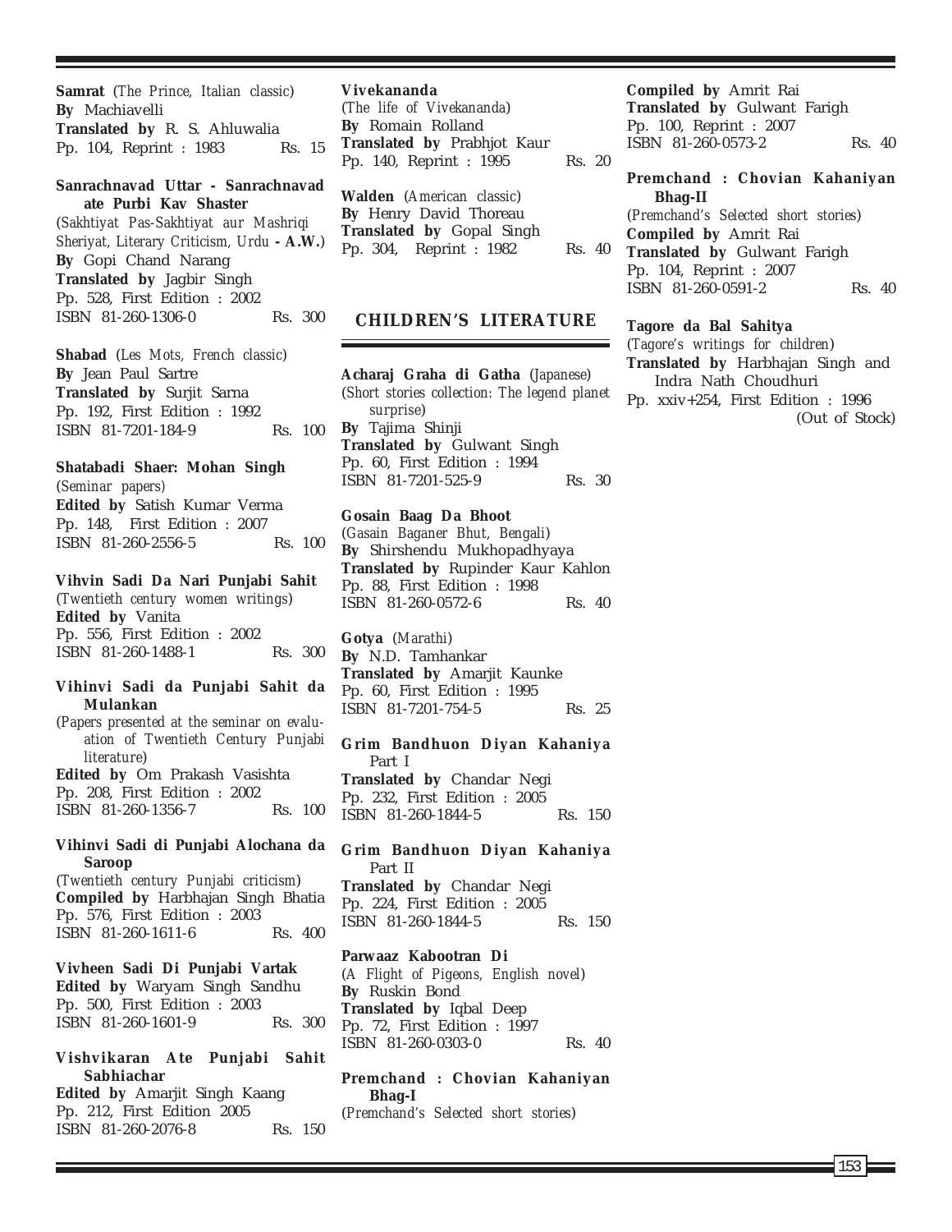**Samrat** (*The Prince, Italian classic*)
**By** Machiavelli
**Translated by** R. S. Ahluwalia
Pp. 104, Reprint : 1983 Rs. 15

**Sanrachnavad Uttar - Sanrachnavad ate Purbi Kav Shaster**
(*Sakhtiyat Pas-Sakhtiyat aur Mashriqi Sheriyat, Literary Criticism, Urdu* **- A.W.**)
**By** Gopi Chand Narang
**Translated by** Jagbir Singh
Pp. 528, First Edition : 2002
ISBN 81-260-1306-0 Rs. 300

**Shabad** (*Les Mots, French classic*)
**By** Jean Paul Sartre
**Translated by** Surjit Sarna
Pp. 192, First Edition : 1992
ISBN 81-7201-184-9 Rs. 100

**Shatabadi Shaer: Mohan Singh**
(*Seminar papers*)
**Edited by** Satish Kumar Verma
Pp. 148, First Edition : 2007
ISBN 81-260-2556-5 Rs. 100

**Vihvin Sadi Da Nari Punjabi Sahit**
(*Twentieth century women writings*)
**Edited by** Vanita
Pp. 556, First Edition : 2002
ISBN 81-260-1488-1 Rs. 300

**Vihinvi Sadi da Punjabi Sahit da Mulankan**
(*Papers presented at the seminar on evaluation of Twentieth Century Punjabi literature*)
**Edited by** Om Prakash Vasishta
Pp. 208, First Edition : 2002
ISBN 81-260-1356-7 Rs. 100

**Vihinvi Sadi di Punjabi Alochana da Saroop**
(*Twentieth century Punjabi criticism*)
**Compiled by** Harbhajan Singh Bhatia
Pp. 576, First Edition : 2003
ISBN 81-260-1611-6 Rs. 400

**Vivheen Sadi Di Punjabi Vartak**
**Edited by** Waryam Singh Sandhu
Pp. 500, First Edition : 2003
ISBN 81-260-1601-9 Rs. 300

**Vishvikaran Ate Punjabi Sahit Sabhiachar**
**Edited by** Amarjit Singh Kaang
Pp. 212, First Edition 2005
ISBN 81-260-2076-8 Rs. 150

**Vivekananda**
(*The life of Vivekananda*)
**By** Romain Rolland
**Translated by** Prabhjot Kaur
Pp. 140, Reprint : 1995 Rs. 20

**Walden** (*American classic*)
**By** Henry David Thoreau
**Translated by** Gopal Singh
Pp. 304, Reprint : 1982 Rs. 40

## CHILDREN'S LITERATURE

**Acharaj Graha di Gatha** (*Japanese*)
(*Short stories collection: The legend planet surprise*)
**By** Tajima Shinji
**Translated by** Gulwant Singh
Pp. 60, First Edition : 1994
ISBN 81-7201-525-9 Rs. 30

**Gosain Baag Da Bhoot**
(*Gasain Baganer Bhut, Bengali*)
**By** Shirshendu Mukhopadhyaya
**Translated by** Rupinder Kaur Kahlon
Pp. 88, First Edition : 1998
ISBN 81-260-0572-6 Rs. 40

**Gotya** (*Marathi*)
**By** N.D. Tamhankar
**Translated by** Amarjit Kaunke
Pp. 60, First Edition : 1995
ISBN 81-7201-754-5 Rs. 25

**Grim Bandhuon Diyan Kahaniya** Part I
**Translated by** Chandar Negi
Pp. 232, First Edition : 2005
ISBN 81-260-1844-5 Rs. 150

**Grim Bandhuon Diyan Kahaniya** Part II
**Translated by** Chandar Negi
Pp. 224, First Edition : 2005
ISBN 81-260-1844-5 Rs. 150

**Parwaaz Kabootran Di**
(*A Flight of Pigeons, English novel*)
**By** Ruskin Bond
**Translated by** Iqbal Deep
Pp. 72, First Edition : 1997
ISBN 81-260-0303-0 Rs. 40

**Premchand : Chovian Kahaniyan Bhag-I**
(*Premchand's Selected short stories*)
**Compiled by** Amrit Rai
**Translated by** Gulwant Farigh
Pp. 100, Reprint : 2007
ISBN 81-260-0573-2 Rs. 40

**Premchand : Chovian Kahaniyan Bhag-II**
(*Premchand's Selected short stories*)
**Compiled by** Amrit Rai
**Translated by** Gulwant Farigh
Pp. 104, Reprint : 2007
ISBN 81-260-0591-2 Rs. 40

**Tagore da Bal Sahitya**
(*Tagore's writings for children*)
**Translated by** Harbhajan Singh and Indra Nath Choudhuri
Pp. xxiv+254, First Edition : 1996
(Out of Stock)